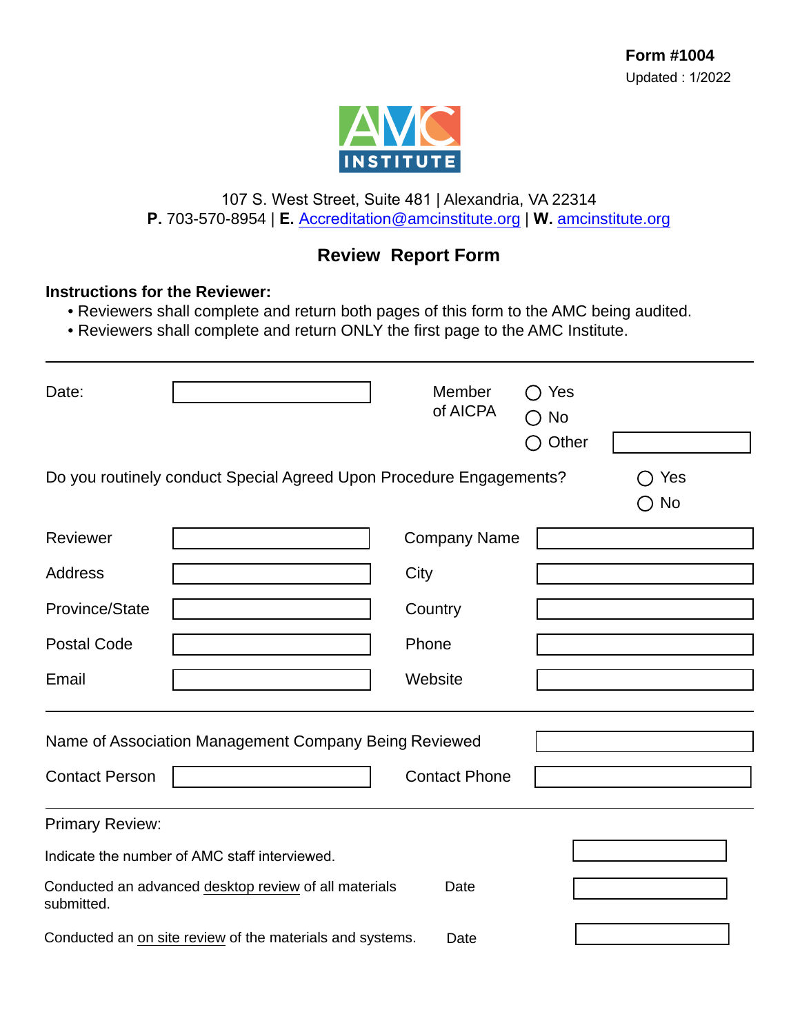**Form #1004**
Updated : 1/2022

107 S. West Street, Suite 481 | Alexandria, VA 22314
**P.** 703-570-8954 | **E.** Accreditation@amcinstitute.org | **W.** amcinstitute.org

# Review Report Form

**Instructions for the Reviewer:**

- Reviewers shall complete and return both pages of this form to the AMC being audited.
- Reviewers shall complete and return ONLY the first page to the AMC Institute.

---

Date: ____________

Member of AICPA ◯ Yes ◯ No ◯ Other ____________

Do you routinely conduct Special Agreed Upon Procedure Engagements? ◯ Yes ◯ No

| | | | |
|---|---|---|---|
| Reviewer | | Company Name | |
| Address | | City | |
| Province/State | | Country | |
| Postal Code | | Phone | |
| Email | | Website | |

---

Name of Association Management Company Being Reviewed ____________

Contact Person ____________ Contact Phone ____________

---

Primary Review:

Indicate the number of AMC staff interviewed. ____________

Conducted an advanced desktop review of all materials submitted. Date ____________

Conducted an on site review of the materials and systems. Date ____________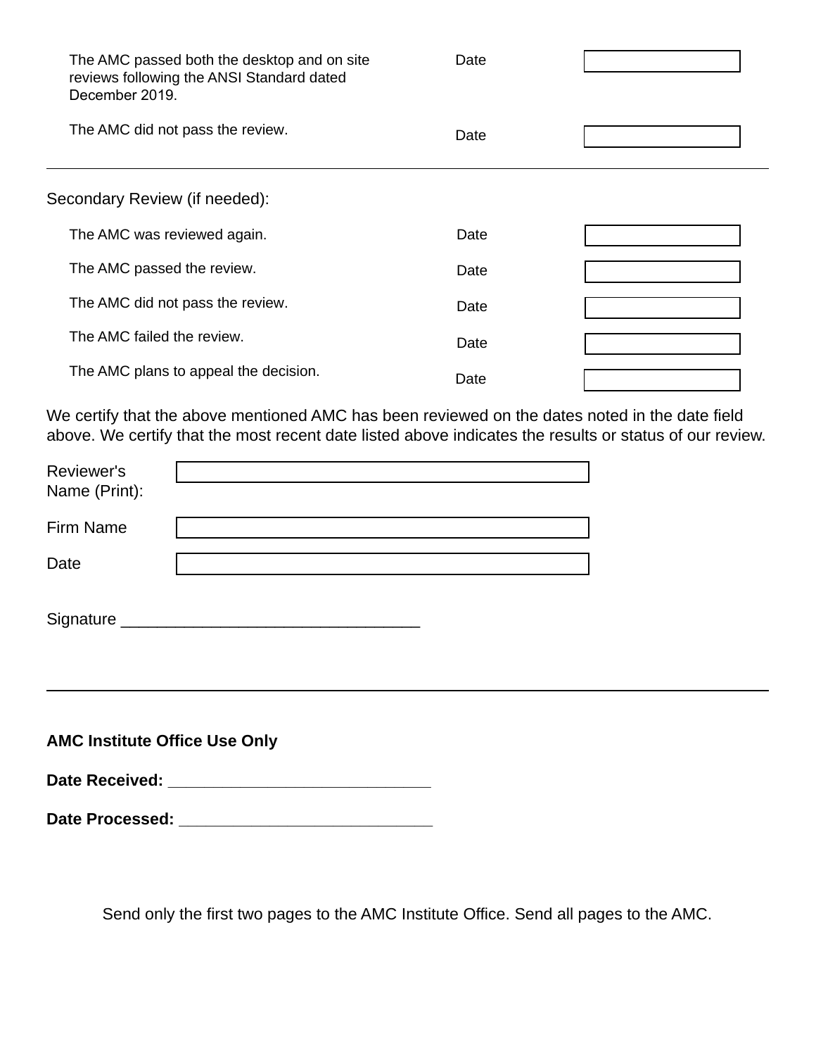The AMC passed both the desktop and on site reviews following the ANSI Standard dated December 2019. Date ____________

The AMC did not pass the review. Date ____________

---

Secondary Review (if needed):

The AMC was reviewed again. Date ____________

The AMC passed the review. Date ____________

The AMC did not pass the review. Date ____________

The AMC failed the review. Date ____________

The AMC plans to appeal the decision. Date ____________

We certify that the above mentioned AMC has been reviewed on the dates noted in the date field above. We certify that the most recent date listed above indicates the results or status of our review.

Reviewer's Name (Print): ____________

Firm Name ____________

Date ____________

Signature _________________________________

---

**AMC Institute Office Use Only**

**Date Received: _____________________________**

**Date Processed: ____________________________**

Send only the first two pages to the AMC Institute Office. Send all pages to the AMC.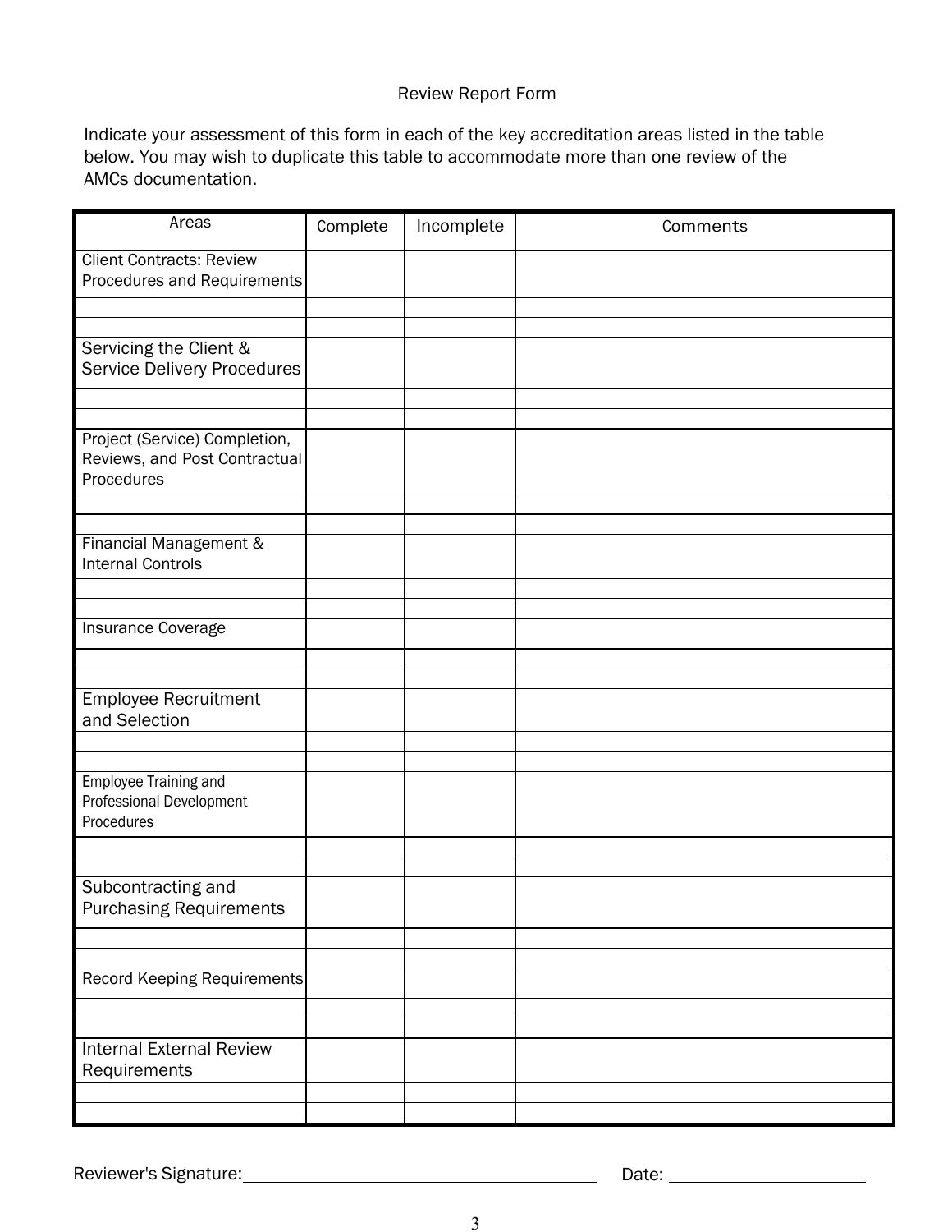Review Report Form

Indicate your assessment of this form in each of the key accreditation areas listed in the table below. You may wish to duplicate this table to accommodate more than one review of the AMCs documentation.

| Areas | Complete | Incomplete | Comments |
|---|---|---|---|
| Client Contracts: Review Procedures and Requirements | | | |
| | | | |
| | | | |
| Servicing the Client & Service Delivery Procedures | | | |
| | | | |
| | | | |
| Project (Service) Completion, Reviews, and Post Contractual Procedures | | | |
| | | | |
| | | | |
| Financial Management & Internal Controls | | | |
| | | | |
| | | | |
| Insurance Coverage | | | |
| | | | |
| | | | |
| Employee Recruitment and Selection | | | |
| | | | |
| | | | |
| Employee Training and Professional Development Procedures | | | |
| | | | |
| | | | |
| Subcontracting and Purchasing Requirements | | | |
| | | | |
| | | | |
| Record Keeping Requirements | | | |
| | | | |
| | | | |
| Internal External Review Requirements | | | |
| | | | |
| | | | |

Reviewer's Signature:______________________________ Date: ________________